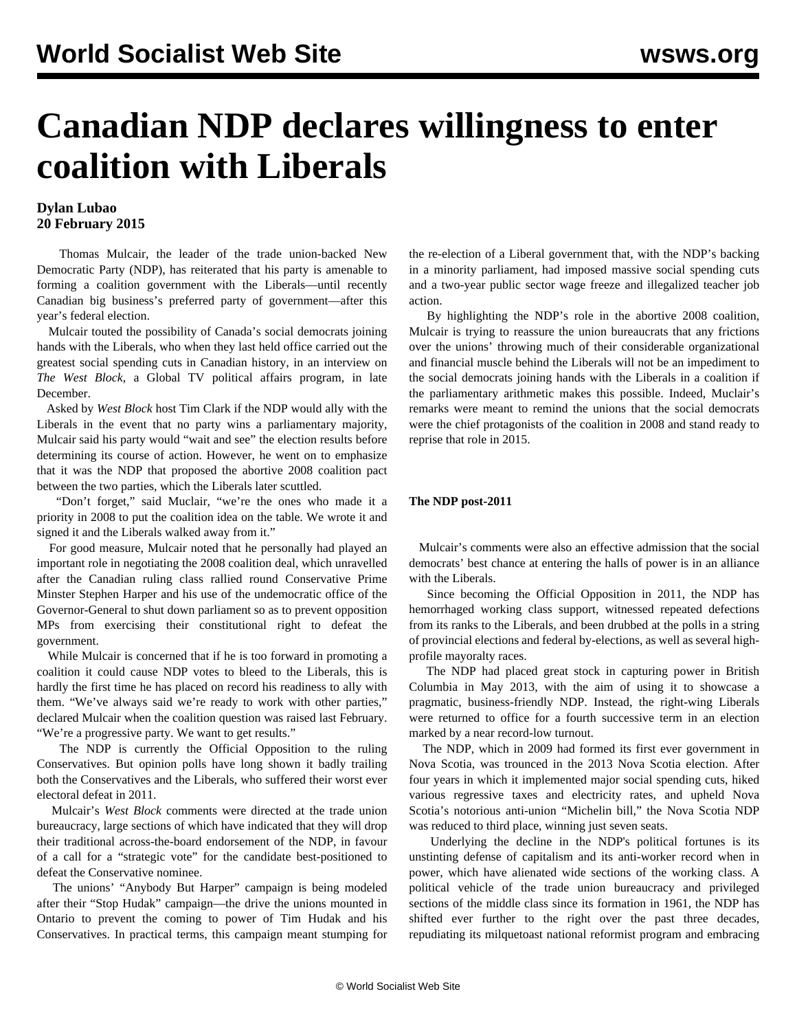# Canadian NDP declares willingness to enter coalition with Liberals

**Dylan Lubao**
**20 February 2015**

Thomas Mulcair, the leader of the trade union-backed New Democratic Party (NDP), has reiterated that his party is amenable to forming a coalition government with the Liberals—until recently Canadian big business's preferred party of government—after this year's federal election.

Mulcair touted the possibility of Canada's social democrats joining hands with the Liberals, who when they last held office carried out the greatest social spending cuts in Canadian history, in an interview on *The West Block*, a Global TV political affairs program, in late December.

Asked by *West Block* host Tim Clark if the NDP would ally with the Liberals in the event that no party wins a parliamentary majority, Mulcair said his party would "wait and see" the election results before determining its course of action. However, he went on to emphasize that it was the NDP that proposed the abortive 2008 coalition pact between the two parties, which the Liberals later scuttled.

"Don't forget," said Muclair, "we're the ones who made it a priority in 2008 to put the coalition idea on the table. We wrote it and signed it and the Liberals walked away from it."

For good measure, Mulcair noted that he personally had played an important role in negotiating the 2008 coalition deal, which unravelled after the Canadian ruling class rallied round Conservative Prime Minster Stephen Harper and his use of the undemocratic office of the Governor-General to shut down parliament so as to prevent opposition MPs from exercising their constitutional right to defeat the government.

While Mulcair is concerned that if he is too forward in promoting a coalition it could cause NDP votes to bleed to the Liberals, this is hardly the first time he has placed on record his readiness to ally with them. "We've always said we're ready to work with other parties," declared Mulcair when the coalition question was raised last February. "We're a progressive party. We want to get results."

The NDP is currently the Official Opposition to the ruling Conservatives. But opinion polls have long shown it badly trailing both the Conservatives and the Liberals, who suffered their worst ever electoral defeat in 2011.

Mulcair's *West Block* comments were directed at the trade union bureaucracy, large sections of which have indicated that they will drop their traditional across-the-board endorsement of the NDP, in favour of a call for a "strategic vote" for the candidate best-positioned to defeat the Conservative nominee.

The unions' "Anybody But Harper" campaign is being modeled after their "Stop Hudak" campaign—the drive the unions mounted in Ontario to prevent the coming to power of Tim Hudak and his Conservatives. In practical terms, this campaign meant stumping for the re-election of a Liberal government that, with the NDP's backing in a minority parliament, had imposed massive social spending cuts and a two-year public sector wage freeze and illegalized teacher job action.

By highlighting the NDP's role in the abortive 2008 coalition, Mulcair is trying to reassure the union bureaucrats that any frictions over the unions' throwing much of their considerable organizational and financial muscle behind the Liberals will not be an impediment to the social democrats joining hands with the Liberals in a coalition if the parliamentary arithmetic makes this possible. Indeed, Muclair's remarks were meant to remind the unions that the social democrats were the chief protagonists of the coalition in 2008 and stand ready to reprise that role in 2015.

**The NDP post-2011**

Mulcair's comments were also an effective admission that the social democrats' best chance at entering the halls of power is in an alliance with the Liberals.

Since becoming the Official Opposition in 2011, the NDP has hemorrhaged working class support, witnessed repeated defections from its ranks to the Liberals, and been drubbed at the polls in a string of provincial elections and federal by-elections, as well as several high-profile mayoralty races.

The NDP had placed great stock in capturing power in British Columbia in May 2013, with the aim of using it to showcase a pragmatic, business-friendly NDP. Instead, the right-wing Liberals were returned to office for a fourth successive term in an election marked by a near record-low turnout.

The NDP, which in 2009 had formed its first ever government in Nova Scotia, was trounced in the 2013 Nova Scotia election. After four years in which it implemented major social spending cuts, hiked various regressive taxes and electricity rates, and upheld Nova Scotia's notorious anti-union "Michelin bill," the Nova Scotia NDP was reduced to third place, winning just seven seats.

Underlying the decline in the NDP's political fortunes is its unstinting defense of capitalism and its anti-worker record when in power, which have alienated wide sections of the working class. A political vehicle of the trade union bureaucracy and privileged sections of the middle class since its formation in 1961, the NDP has shifted ever further to the right over the past three decades, repudiating its milquetoast national reformist program and embracing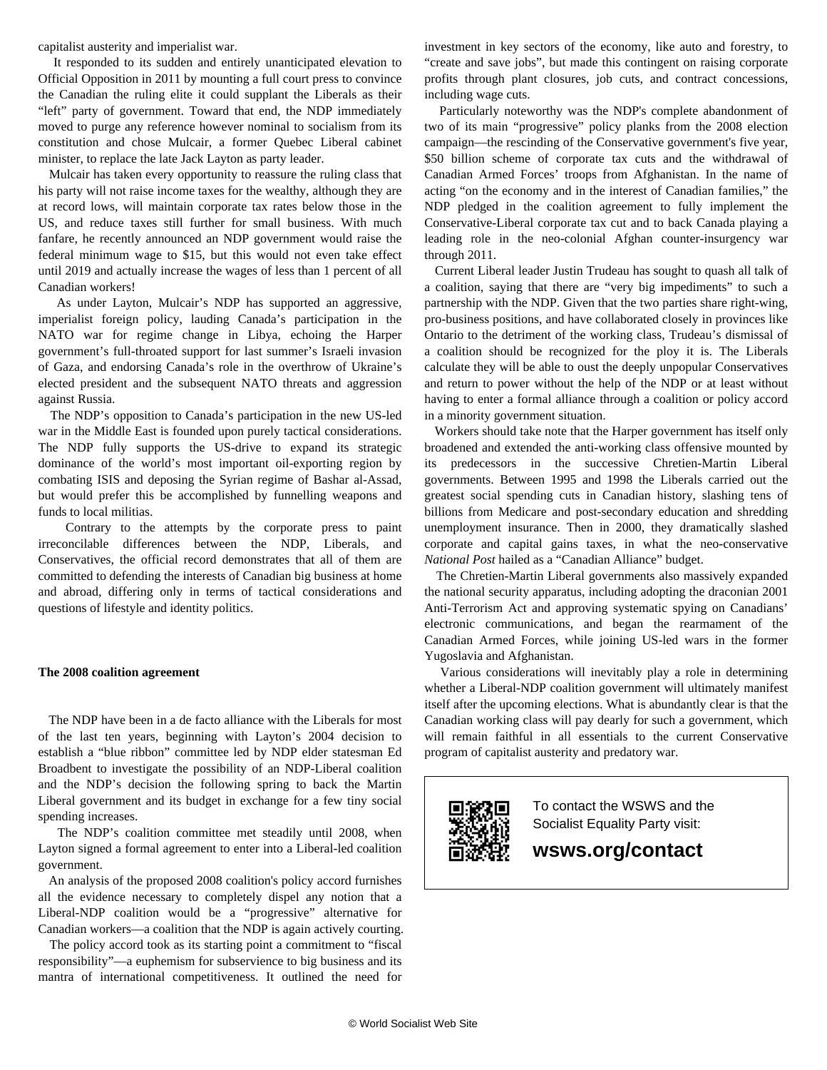capitalist austerity and imperialist war.

It responded to its sudden and entirely unanticipated elevation to Official Opposition in 2011 by mounting a full court press to convince the Canadian the ruling elite it could supplant the Liberals as their "left" party of government. Toward that end, the NDP immediately moved to purge any reference however nominal to socialism from its constitution and chose Mulcair, a former Quebec Liberal cabinet minister, to replace the late Jack Layton as party leader.

Mulcair has taken every opportunity to reassure the ruling class that his party will not raise income taxes for the wealthy, although they are at record lows, will maintain corporate tax rates below those in the US, and reduce taxes still further for small business. With much fanfare, he recently announced an NDP government would raise the federal minimum wage to $15, but this would not even take effect until 2019 and actually increase the wages of less than 1 percent of all Canadian workers!

As under Layton, Mulcair's NDP has supported an aggressive, imperialist foreign policy, lauding Canada's participation in the NATO war for regime change in Libya, echoing the Harper government's full-throated support for last summer's Israeli invasion of Gaza, and endorsing Canada's role in the overthrow of Ukraine's elected president and the subsequent NATO threats and aggression against Russia.

The NDP's opposition to Canada's participation in the new US-led war in the Middle East is founded upon purely tactical considerations. The NDP fully supports the US-drive to expand its strategic dominance of the world's most important oil-exporting region by combating ISIS and deposing the Syrian regime of Bashar al-Assad, but would prefer this be accomplished by funnelling weapons and funds to local militias.

Contrary to the attempts by the corporate press to paint irreconcilable differences between the NDP, Liberals, and Conservatives, the official record demonstrates that all of them are committed to defending the interests of Canadian big business at home and abroad, differing only in terms of tactical considerations and questions of lifestyle and identity politics.

**The 2008 coalition agreement**

The NDP have been in a de facto alliance with the Liberals for most of the last ten years, beginning with Layton's 2004 decision to establish a "blue ribbon" committee led by NDP elder statesman Ed Broadbent to investigate the possibility of an NDP-Liberal coalition and the NDP's decision the following spring to back the Martin Liberal government and its budget in exchange for a few tiny social spending increases.

The NDP's coalition committee met steadily until 2008, when Layton signed a formal agreement to enter into a Liberal-led coalition government.

An analysis of the proposed 2008 coalition's policy accord furnishes all the evidence necessary to completely dispel any notion that a Liberal-NDP coalition would be a "progressive" alternative for Canadian workers—a coalition that the NDP is again actively courting.

The policy accord took as its starting point a commitment to "fiscal responsibility"—a euphemism for subservience to big business and its mantra of international competitiveness. It outlined the need for investment in key sectors of the economy, like auto and forestry, to "create and save jobs", but made this contingent on raising corporate profits through plant closures, job cuts, and contract concessions, including wage cuts.

Particularly noteworthy was the NDP's complete abandonment of two of its main "progressive" policy planks from the 2008 election campaign—the rescinding of the Conservative government's five year, $50 billion scheme of corporate tax cuts and the withdrawal of Canadian Armed Forces' troops from Afghanistan. In the name of acting "on the economy and in the interest of Canadian families," the NDP pledged in the coalition agreement to fully implement the Conservative-Liberal corporate tax cut and to back Canada playing a leading role in the neo-colonial Afghan counter-insurgency war through 2011.

Current Liberal leader Justin Trudeau has sought to quash all talk of a coalition, saying that there are "very big impediments" to such a partnership with the NDP. Given that the two parties share right-wing, pro-business positions, and have collaborated closely in provinces like Ontario to the detriment of the working class, Trudeau's dismissal of a coalition should be recognized for the ploy it is. The Liberals calculate they will be able to oust the deeply unpopular Conservatives and return to power without the help of the NDP or at least without having to enter a formal alliance through a coalition or policy accord in a minority government situation.

Workers should take note that the Harper government has itself only broadened and extended the anti-working class offensive mounted by its predecessors in the successive Chretien-Martin Liberal governments. Between 1995 and 1998 the Liberals carried out the greatest social spending cuts in Canadian history, slashing tens of billions from Medicare and post-secondary education and shredding unemployment insurance. Then in 2000, they dramatically slashed corporate and capital gains taxes, in what the neo-conservative *National Post* hailed as a "Canadian Alliance" budget.

The Chretien-Martin Liberal governments also massively expanded the national security apparatus, including adopting the draconian 2001 Anti-Terrorism Act and approving systematic spying on Canadians' electronic communications, and began the rearmament of the Canadian Armed Forces, while joining US-led wars in the former Yugoslavia and Afghanistan.

Various considerations will inevitably play a role in determining whether a Liberal-NDP coalition government will ultimately manifest itself after the upcoming elections. What is abundantly clear is that the Canadian working class will pay dearly for such a government, which will remain faithful in all essentials to the current Conservative program of capitalist austerity and predatory war.

To contact the WSWS and the Socialist Equality Party visit:

**wsws.org/contact**